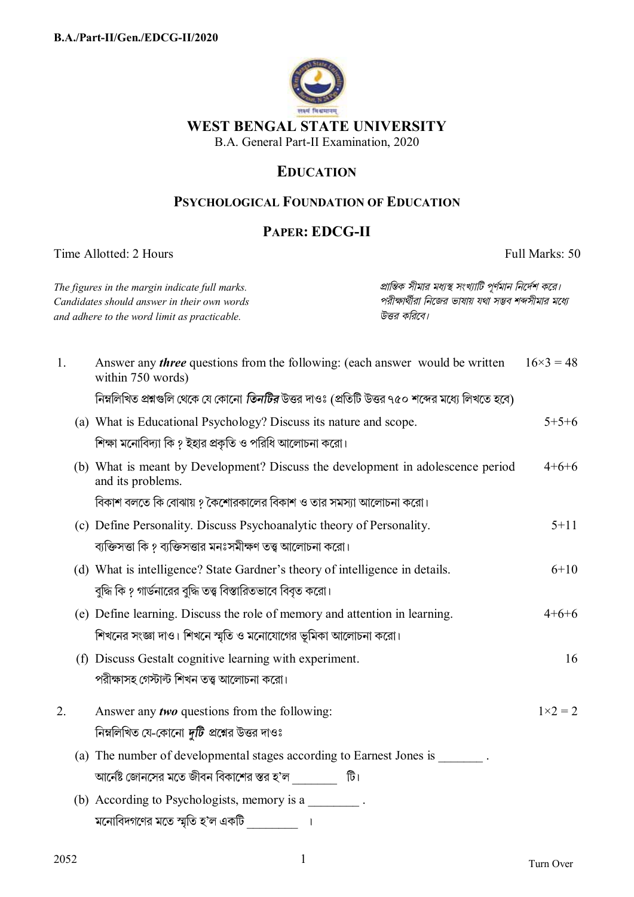**B.A./Part-II/Gen./EDCG-II/2020**

# WEST BENGAL STATE UNIVERSITY

B.A. General Part-II Examination, 2020

## EDUCATION

### PSYCHOLOGICAL FOUNDATION OF EDUCATION

### PAPER: EDCG-II

Time Allotted: 2 Hours — Full Marks: 50

*The figures in the margin indicate full marks. Candidates should answer in their own words and adhere to the word limit as practicable.*

*প্রান্তিক সীমার মধ্যস্থ সংখ্যাটি পূর্ণমান নির্দেশ করে। পরীক্ষার্থীরা নিজের ভাষায় যথা সম্ভব শব্দসীমার মধ্যে উত্তর করিবে।*

1. Answer any ***three*** questions from the following: (each answer would be written within 750 words) — $16\times3=48$

   নিম্নলিখিত প্রশ্নগুলি থেকে যে কোনো ***তিনটির*** উত্তর দাওঃ (প্রতিটি উত্তর ৭৫০ শব্দের মধ্যে লিখতে হবে)

   (a) What is Educational Psychology? Discuss its nature and scope. — 5+5+6

   শিক্ষা মনোবিদ্যা কি ? ইহার প্রকৃতি ও পরিধি আলোচনা করো।

   (b) What is meant by Development? Discuss the development in adolescence period and its problems. — 4+6+6

   বিকাশ বলতে কি বোঝায় ? কৈশোরকালের বিকাশ ও তার সমস্যা আলোচনা করো।

   (c) Define Personality. Discuss Psychoanalytic theory of Personality. — 5+11

   ব্যক্তিসত্তা কি ? ব্যক্তিসত্তার মনঃসমীক্ষণ তত্ত্ব আলোচনা করো।

   (d) What is intelligence? State Gardner's theory of intelligence in details. — 6+10

   বুদ্ধি কি ? গার্ডনারের বুদ্ধি তত্ত্ব বিস্তারিতভাবে বিবৃত করো।

   (e) Define learning. Discuss the role of memory and attention in learning. — 4+6+6

   শিখনের সংজ্ঞা দাও। শিখনে স্মৃতি ও মনোযোগের ভূমিকা আলোচনা করো।

   (f) Discuss Gestalt cognitive learning with experiment. — 16

   পরীক্ষাসহ গেস্টাল্ট শিখন তত্ত্ব আলোচনা করো।

2. Answer any ***two*** questions from the following: — $1\times2=2$

   নিম্নলিখিত যে-কোনো ***দুটি*** প্রশ্নের উত্তর দাওঃ

   (a) The number of developmental stages according to Earnest Jones is _______ .

   আর্নেষ্ট জোনসের মতে জীবন বিকাশের স্তর হ'ল _______ টি।

   (b) According to Psychologists, memory is a ________ .

   মনোবিদগণের মতে স্মৃতি হ'ল একটি ________ ।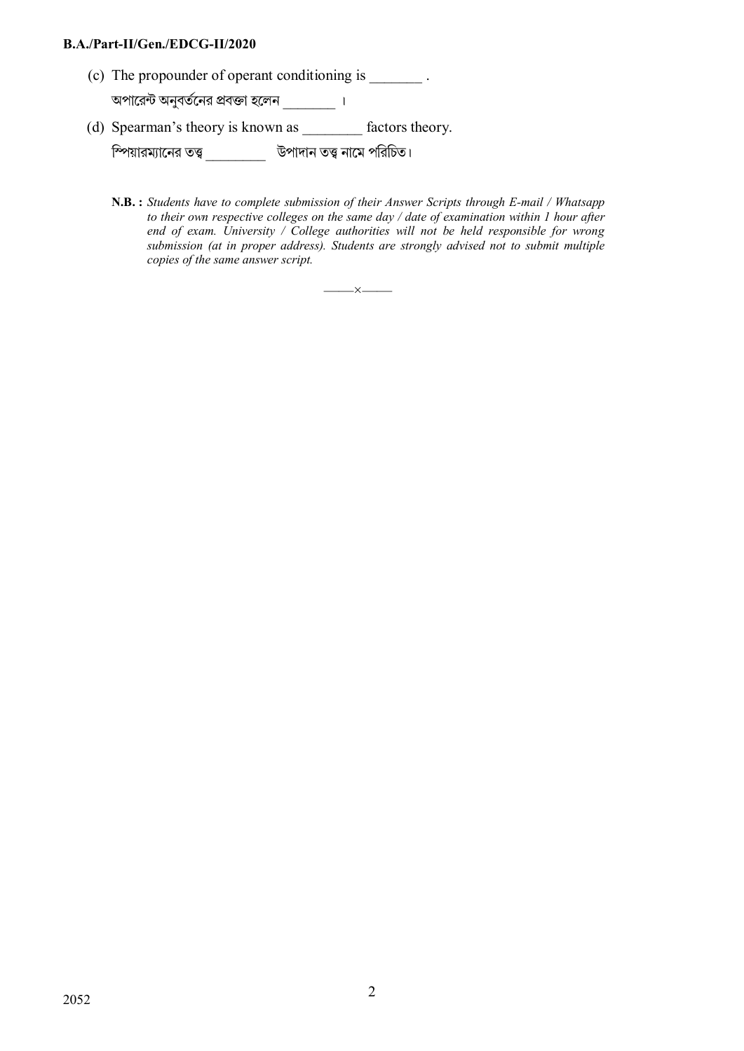(c) The propounder of operant conditioning is _______ .

অপারেন্ট অনুবর্তনের প্রবক্তা হলেন _______ ।

(d) Spearman's theory is known as ________ factors theory.

স্পিয়ারম্যানের তত্ত্ব ________ উপাদান তত্ত্ব নামে পরিচিত।

**N.B. :** *Students have to complete submission of their Answer Scripts through E-mail / Whatsapp to their own respective colleges on the same day / date of examination within 1 hour after end of exam. University / College authorities will not be held responsible for wrong submission (at in proper address). Students are strongly advised not to submit multiple copies of the same answer script.*

——×——